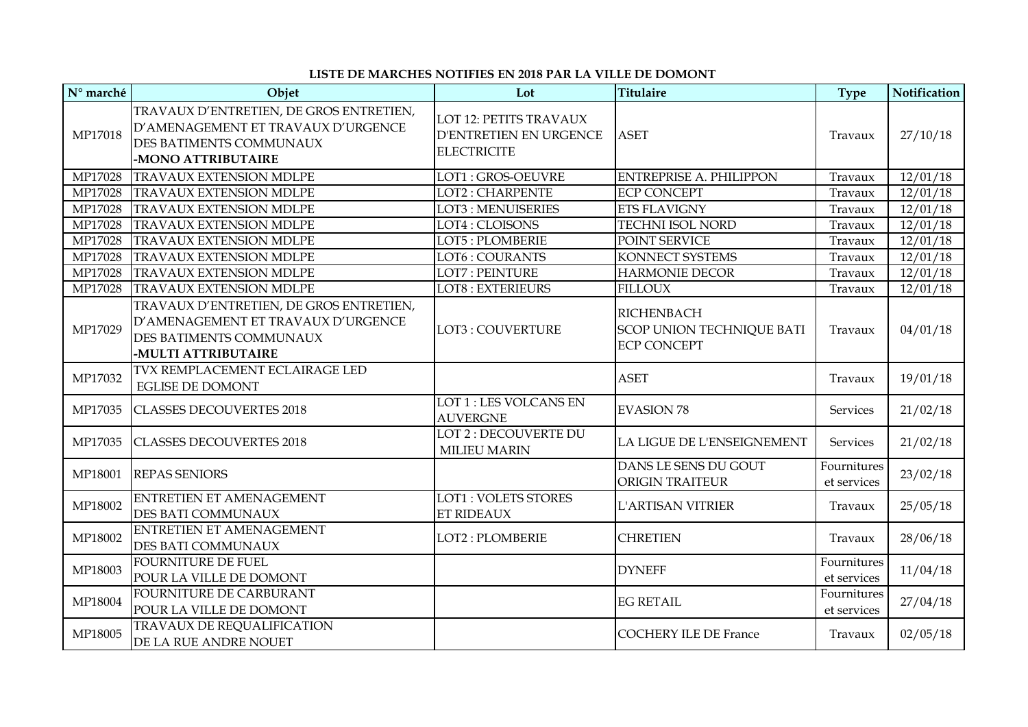**LISTE DE MARCHES NOTIFIES EN 2018 PAR LA VILLE DE DOMONT**

| N° marché | Objet | Lot | Titulaire | Type | Notification |
|---|---|---|---|---|---|
| MP17018 | TRAVAUX D'ENTRETIEN, DE GROS ENTRETIEN, D'AMENAGEMENT ET TRAVAUX D'URGENCE DES BATIMENTS COMMUNAUX **-MONO ATTRIBUTAIRE** | LOT 12: PETITS TRAVAUX D'ENTRETIEN EN URGENCE ELECTRICITE | ASET | Travaux | 27/10/18 |
| MP17028 | TRAVAUX EXTENSION MDLPE | LOT1 : GROS-OEUVRE | ENTREPRISE A. PHILIPPON | Travaux | 12/01/18 |
| MP17028 | TRAVAUX EXTENSION MDLPE | LOT2 : CHARPENTE | ECP CONCEPT | Travaux | 12/01/18 |
| MP17028 | TRAVAUX EXTENSION MDLPE | LOT3 : MENUISERIES | ETS FLAVIGNY | Travaux | 12/01/18 |
| MP17028 | TRAVAUX EXTENSION MDLPE | LOT4 : CLOISONS | TECHNI ISOL NORD | Travaux | 12/01/18 |
| MP17028 | TRAVAUX EXTENSION MDLPE | LOT5 : PLOMBERIE | POINT SERVICE | Travaux | 12/01/18 |
| MP17028 | TRAVAUX EXTENSION MDLPE | LOT6 : COURANTS | KONNECT SYSTEMS | Travaux | 12/01/18 |
| MP17028 | TRAVAUX EXTENSION MDLPE | LOT7 : PEINTURE | HARMONIE DECOR | Travaux | 12/01/18 |
| MP17028 | TRAVAUX EXTENSION MDLPE | LOT8 : EXTERIEURS | FILLOUX | Travaux | 12/01/18 |
| MP17029 | TRAVAUX D'ENTRETIEN, DE GROS ENTRETIEN, D'AMENAGEMENT ET TRAVAUX D'URGENCE DES BATIMENTS COMMUNAUX **-MULTI ATTRIBUTAIRE** | LOT3 : COUVERTURE | RICHENBACH SCOP UNION TECHNIQUE BATI ECP CONCEPT | Travaux | 04/01/18 |
| MP17032 | TVX REMPLACEMENT ECLAIRAGE LED EGLISE DE DOMONT | | ASET | Travaux | 19/01/18 |
| MP17035 | CLASSES DECOUVERTES 2018 | LOT 1 : LES VOLCANS EN AUVERGNE | EVASION 78 | Services | 21/02/18 |
| MP17035 | CLASSES DECOUVERTES 2018 | LOT 2 : DECOUVERTE DU MILIEU MARIN | LA LIGUE DE L'ENSEIGNEMENT | Services | 21/02/18 |
| MP18001 | REPAS SENIORS | | DANS LE SENS DU GOUT ORIGIN TRAITEUR | Fournitures et services | 23/02/18 |
| MP18002 | ENTRETIEN ET AMENAGEMENT DES BATI COMMUNAUX | LOT1 : VOLETS STORES ET RIDEAUX | L'ARTISAN VITRIER | Travaux | 25/05/18 |
| MP18002 | ENTRETIEN ET AMENAGEMENT DES BATI COMMUNAUX | LOT2 : PLOMBERIE | CHRETIEN | Travaux | 28/06/18 |
| MP18003 | FOURNITURE DE FUEL POUR LA VILLE DE DOMONT | | DYNEFF | Fournitures et services | 11/04/18 |
| MP18004 | FOURNITURE DE CARBURANT POUR LA VILLE DE DOMONT | | EG RETAIL | Fournitures et services | 27/04/18 |
| MP18005 | TRAVAUX DE REQUALIFICATION DE LA RUE ANDRE NOUET | | COCHERY ILE DE France | Travaux | 02/05/18 |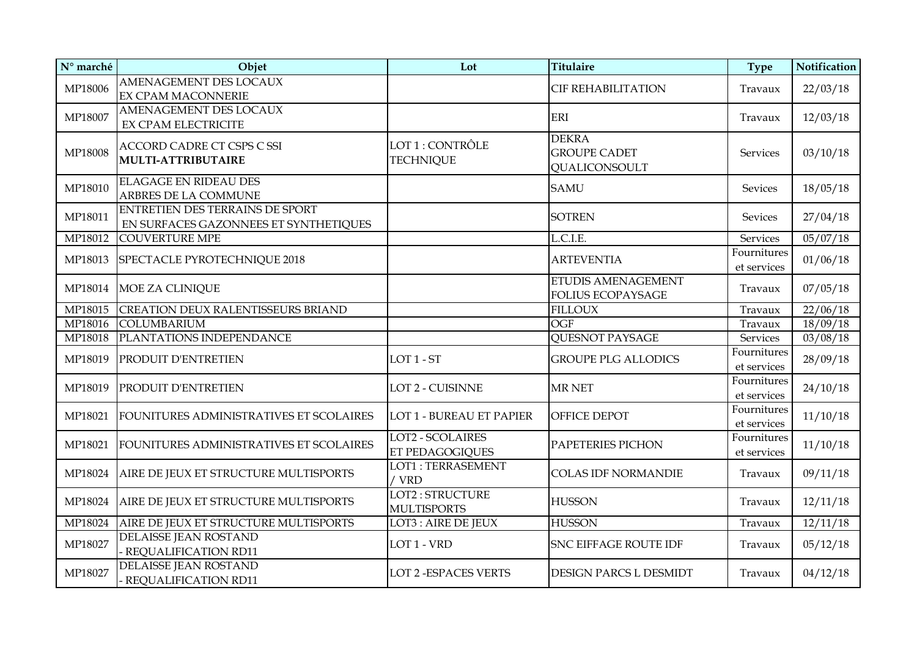| N° marché | Objet | Lot | Titulaire | Type | Notification |
|---|---|---|---|---|---|
| MP18006 | AMENAGEMENT DES LOCAUX EX CPAM MACONNERIE | | CIF REHABILITATION | Travaux | 22/03/18 |
| MP18007 | AMENAGEMENT DES LOCAUX EX CPAM ELECTRICITE | | ERI | Travaux | 12/03/18 |
| MP18008 | ACCORD CADRE CT CSPS C SSI **MULTI-ATTRIBUTAIRE** | LOT 1 : CONTRÔLE TECHNIQUE | DEKRA GROUPE CADET QUALICONSOULT | Services | 03/10/18 |
| MP18010 | ELAGAGE EN RIDEAU DES ARBRES DE LA COMMUNE | | SAMU | Sevices | 18/05/18 |
| MP18011 | ENTRETIEN DES TERRAINS DE SPORT EN SURFACES GAZONNEES ET SYNTHETIQUES | | SOTREN | Sevices | 27/04/18 |
| MP18012 | COUVERTURE MPE | | L.C.I.E. | Services | 05/07/18 |
| MP18013 | SPECTACLE PYROTECHNIQUE 2018 | | ARTEVENTIA | Fournitures et services | 01/06/18 |
| MP18014 | MOE ZA CLINIQUE | | ETUDIS AMENAGEMENT FOLIUS ECOPAYSAGE | Travaux | 07/05/18 |
| MP18015 | CREATION DEUX RALENTISSEURS BRIAND | | FILLOUX | Travaux | 22/06/18 |
| MP18016 | COLUMBARIUM | | OGF | Travaux | 18/09/18 |
| MP18018 | PLANTATIONS INDEPENDANCE | | QUESNOT PAYSAGE | Services | 03/08/18 |
| MP18019 | PRODUIT D'ENTRETIEN | LOT 1 - ST | GROUPE PLG ALLODICS | Fournitures et services | 28/09/18 |
| MP18019 | PRODUIT D'ENTRETIEN | LOT 2 - CUISINNE | MR NET | Fournitures et services | 24/10/18 |
| MP18021 | FOUNITURES ADMINISTRATIVES ET SCOLAIRES | LOT 1 - BUREAU ET PAPIER | OFFICE DEPOT | Fournitures et services | 11/10/18 |
| MP18021 | FOUNITURES ADMINISTRATIVES ET SCOLAIRES | LOT2 - SCOLAIRES ET PEDAGOGIQUES | PAPETERIES PICHON | Fournitures et services | 11/10/18 |
| MP18024 | AIRE DE JEUX ET STRUCTURE MULTISPORTS | LOT1 : TERRASEMENT / VRD | COLAS IDF NORMANDIE | Travaux | 09/11/18 |
| MP18024 | AIRE DE JEUX ET STRUCTURE MULTISPORTS | LOT2 : STRUCTURE MULTISPORTS | HUSSON | Travaux | 12/11/18 |
| MP18024 | AIRE DE JEUX ET STRUCTURE MULTISPORTS | LOT3 : AIRE DE JEUX | HUSSON | Travaux | 12/11/18 |
| MP18027 | DELAISSE JEAN ROSTAND - REQUALIFICATION RD11 | LOT 1 - VRD | SNC EIFFAGE ROUTE IDF | Travaux | 05/12/18 |
| MP18027 | DELAISSE JEAN ROSTAND - REQUALIFICATION RD11 | LOT 2 -ESPACES VERTS | DESIGN PARCS L DESMIDT | Travaux | 04/12/18 |